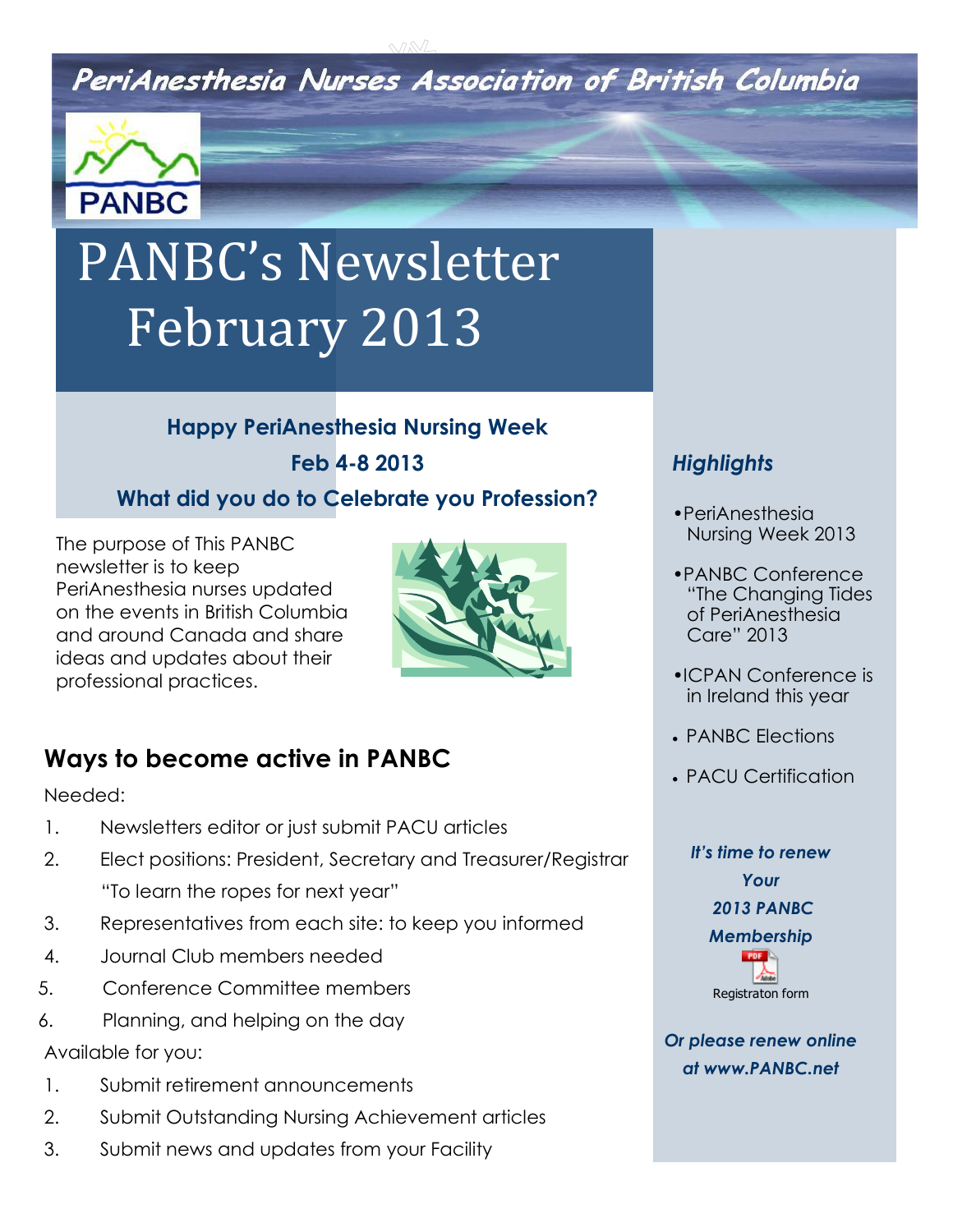# PeriAnesthesia Nurses Association of British Columbia

PANBC

# PANBC's Newsletter February 2013

**Happy PeriAnesthesia Nursing Week**

**Feb 4-8 2013**

**What did you do to Celebrate you Profession?**

The purpose of This PANBC newsletter is to keep PeriAnesthesia nurses updated on the events in British Columbia and around Canada and share ideas and updates about their professional practices.

## Ways to become active in PANBC

Needed:

1. Newsletters editor or just submit PACU articles
2. Elect positions: President, Secretary and Treasurer/Registrar "To learn the ropes for next year"
3. Representatives from each site: to keep you informed
4. Journal Club members needed
5. Conference Committee members
6. Planning, and helping on the day

Available for you:

1. Submit retirement announcements
2. Submit Outstanding Nursing Achievement articles
3. Submit news and updates from your Facility

### *Highlights*

- PeriAnesthesia Nursing Week 2013
- PANBC Conference "The Changing Tides of PeriAnesthesia Care" 2013
- ICPAN Conference is in Ireland this year
- PANBC Elections
- PACU Certification

***It's time to renew Your 2013 PANBC Membership***

Registraton form

***Or please renew online at www.PANBC.net***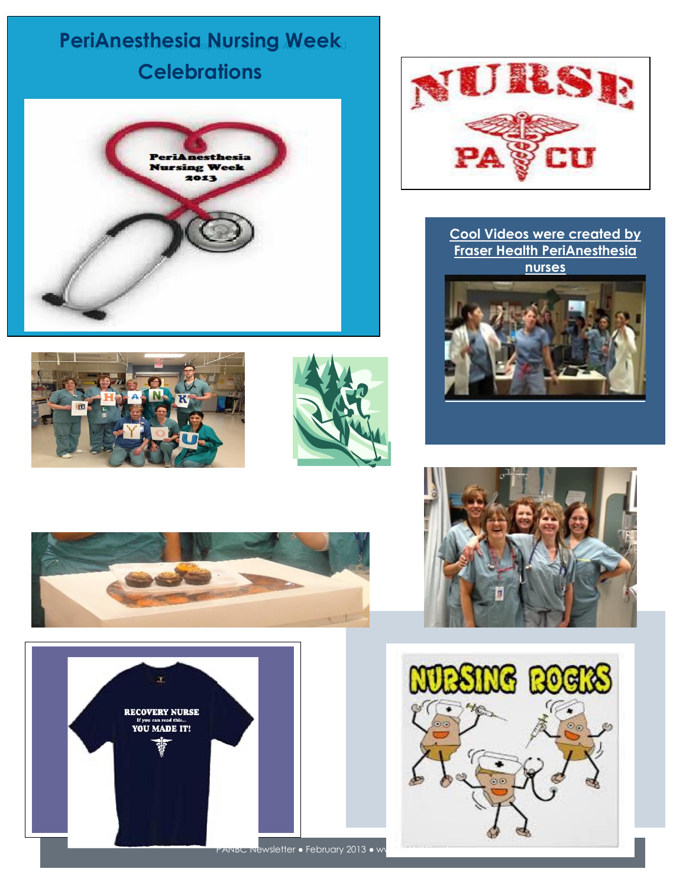# PeriAnesthesia Nursing Week Celebrations

**Cool Videos were created by Fraser Health PeriAnesthesia nurses**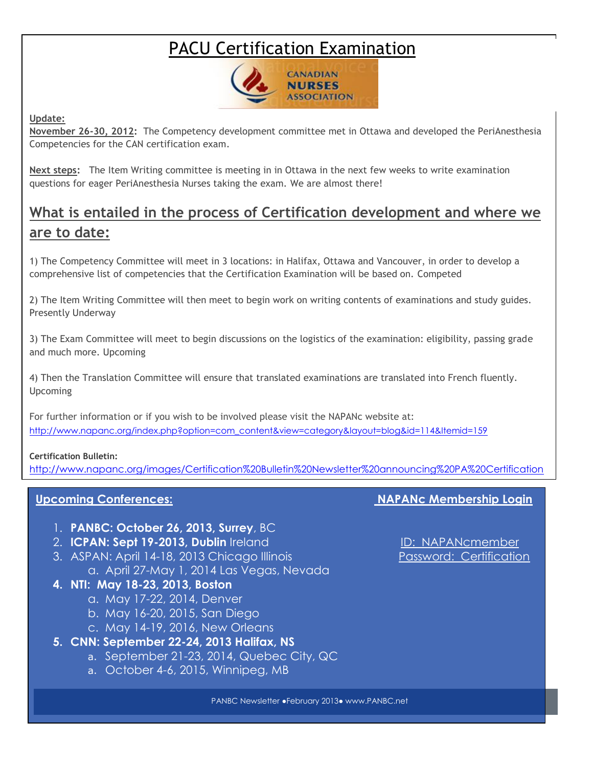# PACU Certification Examination

**Update:**

**November 26-30, 2012:** The Competency development committee met in Ottawa and developed the PeriAnesthesia Competencies for the CAN certification exam.

**Next steps:** The Item Writing committee is meeting in in Ottawa in the next few weeks to write examination questions for eager PeriAnesthesia Nurses taking the exam. We are almost there!

## What is entailed in the process of Certification development and where we are to date:

1) The Competency Committee will meet in 3 locations: in Halifax, Ottawa and Vancouver, in order to develop a comprehensive list of competencies that the Certification Examination will be based on. Competed

2) The Item Writing Committee will then meet to begin work on writing contents of examinations and study guides. Presently Underway

3) The Exam Committee will meet to begin discussions on the logistics of the examination: eligibility, passing grade and much more. Upcoming

4) Then the Translation Committee will ensure that translated examinations are translated into French fluently. Upcoming

For further information or if you wish to be involved please visit the NAPANc website at:
http://www.napanc.org/index.php?option=com_content&view=category&layout=blog&id=114&Itemid=159

**Certification Bulletin:**
http://www.napanc.org/images/Certification%20Bulletin%20Newsletter%20announcing%20PA%20Certification

**Upcoming Conferences:**

1. **PANBC: October 26, 2013, Surrey**, BC
2. **ICPAN: Sept 19-2013, Dublin** Ireland
3. ASPAN: April 14-18, 2013 Chicago Illinois
   a. April 27-May 1, 2014 Las Vegas, Nevada
4. **NTI: May 18-23, 2013, Boston**
   a. May 17-22, 2014, Denver
   b. May 16-20, 2015, San Diego
   c. May 14-19, 2016, New Orleans
5. **CNN: September 22-24, 2013 Halifax, NS**
   a. September 21-23, 2014, Quebec City, QC
   a. October 4-6, 2015, Winnipeg, MB

**NAPANc Membership Login**

ID: NAPANcmember
Password: Certification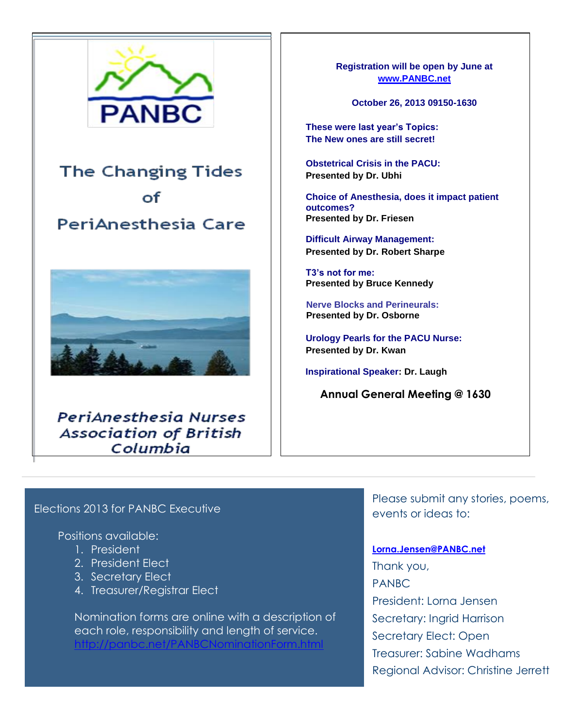PANBC

# The Changing Tides of PeriAnesthesia Care

*PeriAnesthesia Nurses Association of British Columbia*

**Registration will be open by June at [www.PANBC.net](www.PANBC.net)**

**October 26, 2013 09150-1630**

**These were last year's Topics:**
**The New ones are still secret!**

**Obstetrical Crisis in the PACU:**
**Presented by Dr. Ubhi**

**Choice of Anesthesia, does it impact patient outcomes?**
**Presented by Dr. Friesen**

**Difficult Airway Management:**
**Presented by Dr. Robert Sharpe**

**T3's not for me:**
**Presented by Bruce Kennedy**

**Nerve Blocks and Perineurals:**
**Presented by Dr. Osborne**

**Urology Pearls for the PACU Nurse:**
**Presented by Dr. Kwan**

**Inspirational Speaker: Dr. Laugh**

**Annual General Meeting @ 1630**

---

## Elections 2013 for PANBC Executive

Positions available:

1. President
2. President Elect
3. Secretary Elect
4. Treasurer/Registrar Elect

Nomination forms are online with a description of each role, responsibility and length of service.
[http://panbc.net/PANBCNominationForm.html](http://panbc.net/PANBCNominationForm.html)

Please submit any stories, poems, events or ideas to:

[Lorna.Jensen@PANBC.net](mailto:Lorna.Jensen@PANBC.net)

Thank you,
PANBC
President: Lorna Jensen
Secretary: Ingrid Harrison
Secretary Elect: Open
Treasurer: Sabine Wadhams
Regional Advisor: Christine Jerrett